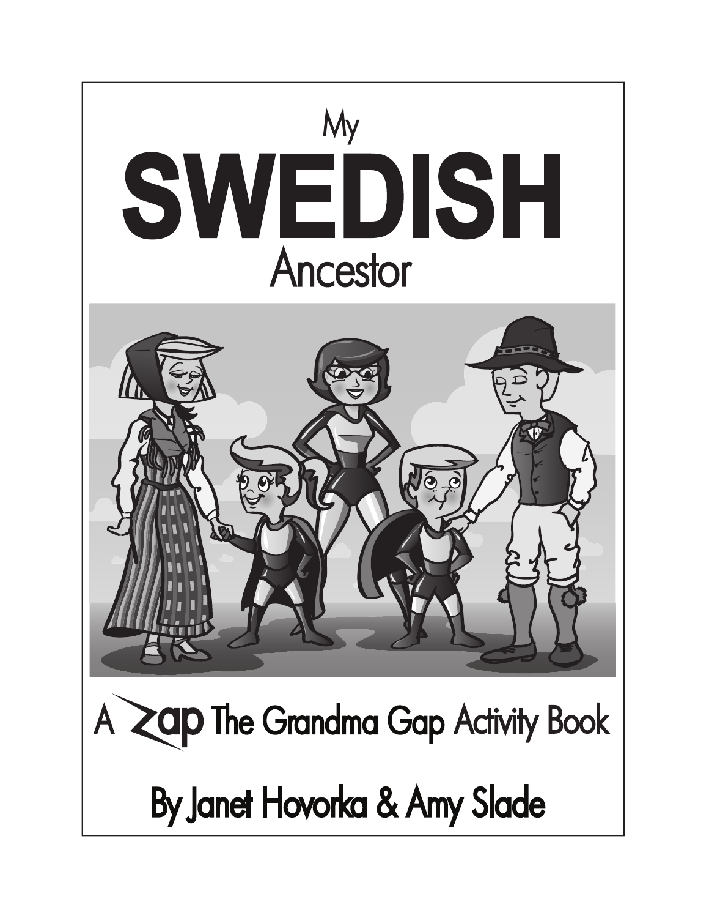# My SWEDISH Ancestor

A Zap The Grandma Gap Activity Book

By Janet Hovorka & Amy Slade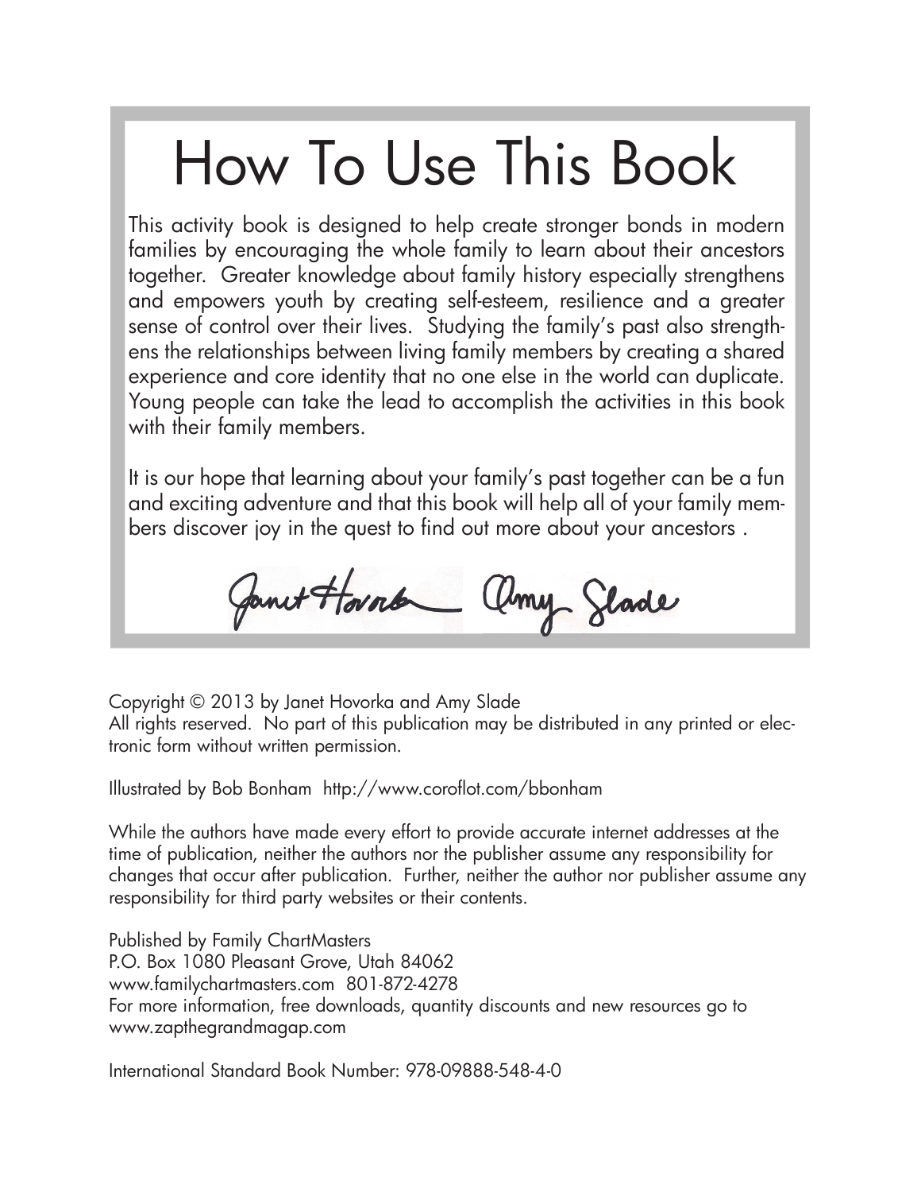# How To Use This Book

This activity book is designed to help create stronger bonds in modern families by encouraging the whole family to learn about their ancestors together. Greater knowledge about family history especially strengthens and empowers youth by creating self-esteem, resilience and a greater sense of control over their lives. Studying the family's past also strengthens the relationships between living family members by creating a shared experience and core identity that no one else in the world can duplicate. Young people can take the lead to accomplish the activities in this book with their family members.

It is our hope that learning about your family's past together can be a fun and exciting adventure and that this book will help all of your family members discover joy in the quest to find out more about your ancestors .

Janet Hovorka Amy Slade

Copyright © 2013 by Janet Hovorka and Amy Slade
All rights reserved. No part of this publication may be distributed in any printed or electronic form without written permission.

Illustrated by Bob Bonham http://www.coroflot.com/bbonham

While the authors have made every effort to provide accurate internet addresses at the time of publication, neither the authors nor the publisher assume any responsibility for changes that occur after publication. Further, neither the author nor publisher assume any responsibility for third party websites or their contents.

Published by Family ChartMasters
P.O. Box 1080 Pleasant Grove, Utah 84062
www.familychartmasters.com 801-872-4278
For more information, free downloads, quantity discounts and new resources go to www.zapthegrandmagap.com

International Standard Book Number: 978-09888-548-4-0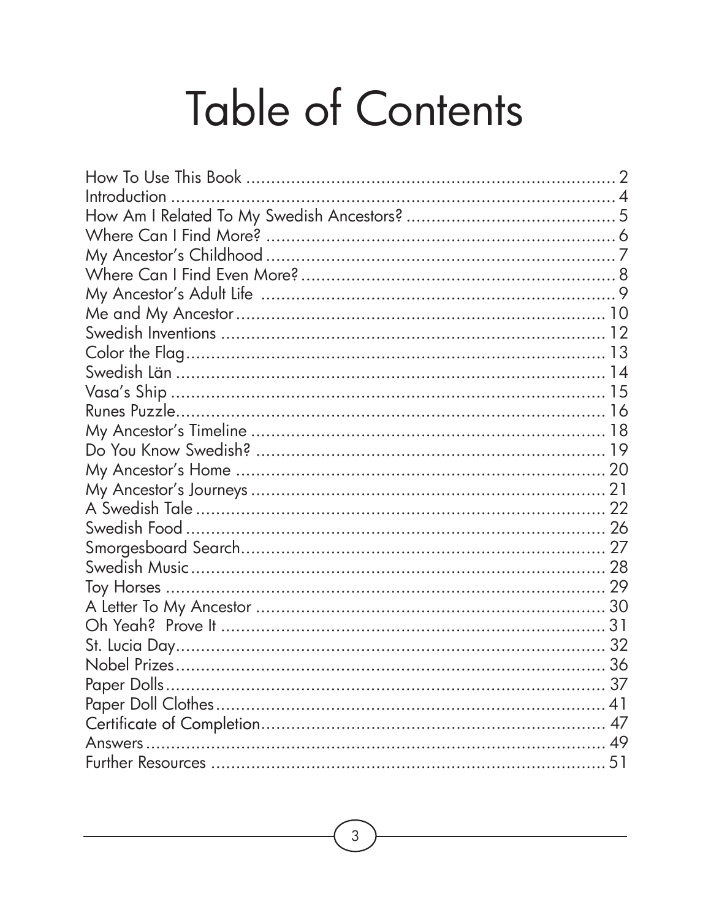# Table of Contents

How To Use This Book ........................................................................ 2
Introduction ........................................................................................ 4
How Am I Related To My Swedish Ancestors? ........................................ 5
Where Can I Find More? ...................................................................... 6
My Ancestor's Childhood ..................................................................... 7
Where Can I Find Even More? ............................................................. 8
My Ancestor's Adult Life ..................................................................... 9
Me and My Ancestor .......................................................................... 10
Swedish Inventions ............................................................................ 12
Color the Flag .................................................................................... 13
Swedish Län ...................................................................................... 14
Vasa's Ship ........................................................................................ 15
Runes Puzzle ...................................................................................... 16
My Ancestor's Timeline ...................................................................... 18
Do You Know Swedish? ..................................................................... 19
My Ancestor's Home ......................................................................... 20
My Ancestor's Journeys ...................................................................... 21
A Swedish Tale .................................................................................. 22
Swedish Food .................................................................................... 26
Smorgesboard Search ......................................................................... 27
Swedish Music ................................................................................... 28
Toy Horses ........................................................................................ 29
A Letter To My Ancestor ..................................................................... 30
Oh Yeah? Prove It ............................................................................. 31
St. Lucia Day ..................................................................................... 32
Nobel Prizes ...................................................................................... 36
Paper Dolls ........................................................................................ 37
Paper Doll Clothes ............................................................................. 41
Certificate of Completion ..................................................................... 47
Answers ............................................................................................ 49
Further Resources .............................................................................. 51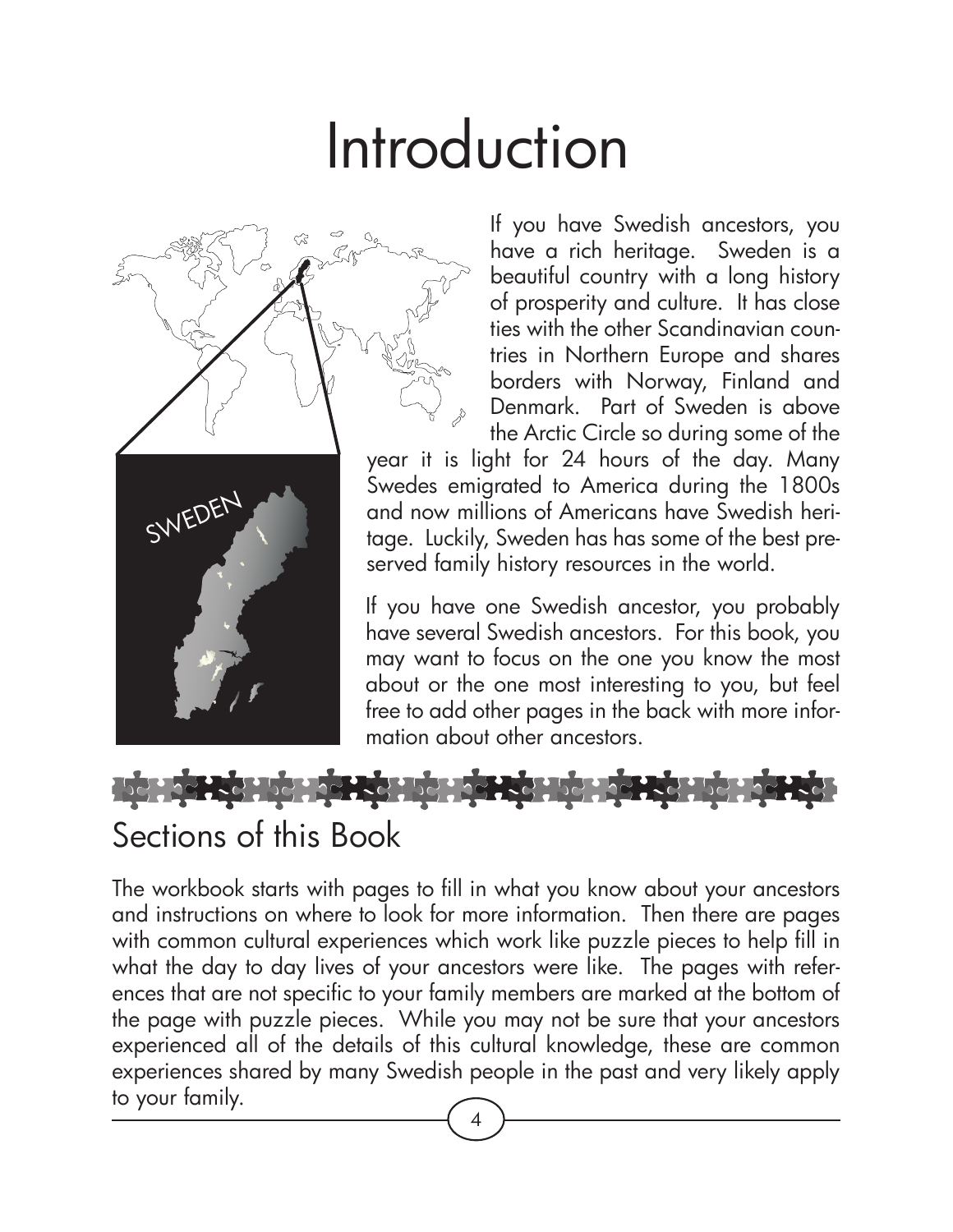# Introduction

SWEDEN

If you have Swedish ancestors, you have a rich heritage. Sweden is a beautiful country with a long history of prosperity and culture. It has close ties with the other Scandinavian countries in Northern Europe and shares borders with Norway, Finland and Denmark. Part of Sweden is above the Arctic Circle so during some of the year it is light for 24 hours of the day. Many Swedes emigrated to America during the 1800s and now millions of Americans have Swedish heritage. Luckily, Sweden has has some of the best preserved family history resources in the world.

If you have one Swedish ancestor, you probably have several Swedish ancestors. For this book, you may want to focus on the one you know the most about or the one most interesting to you, but feel free to add other pages in the back with more information about other ancestors.

## Sections of this Book

The workbook starts with pages to fill in what you know about your ancestors and instructions on where to look for more information. Then there are pages with common cultural experiences which work like puzzle pieces to help fill in what the day to day lives of your ancestors were like. The pages with references that are not specific to your family members are marked at the bottom of the page with puzzle pieces. While you may not be sure that your ancestors experienced all of the details of this cultural knowledge, these are common experiences shared by many Swedish people in the past and very likely apply to your family.